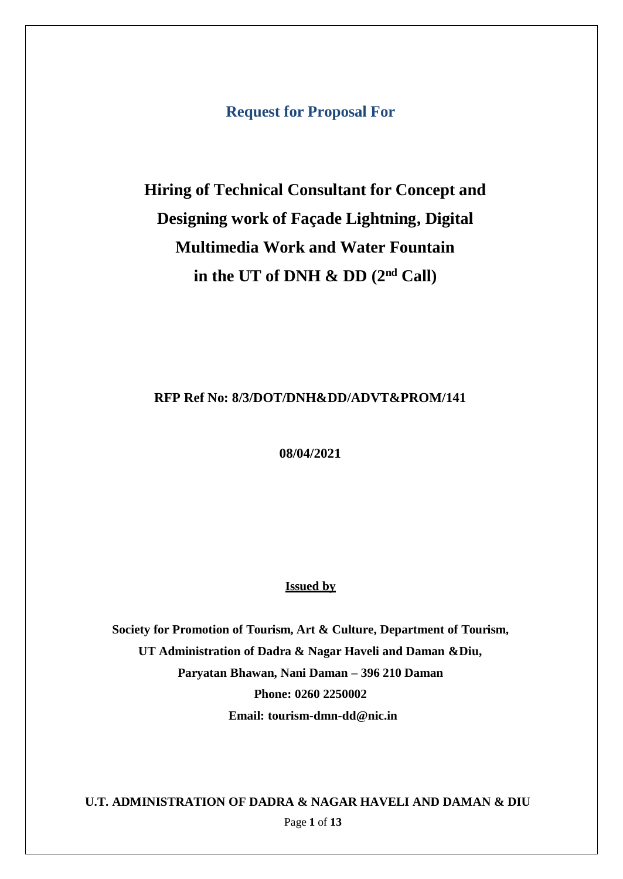## Request for Proposal For

# Hiring of Technical Consultant for Concept and Designing work of Façade Lightning, Digital Multimedia Work and Water Fountain in the UT of DNH & DD (2nd Call)

**RFP Ref No: 8/3/DOT/DNH&DD/ADVT&PROM/141**

**08/04/2021**

**Issued by**

**Society for Promotion of Tourism, Art & Culture, Department of Tourism,**
**UT Administration of Dadra & Nagar Haveli and Daman &Diu,**
**Paryatan Bhawan, Nani Daman – 396 210 Daman**
**Phone: 0260 2250002**
**Email: tourism-dmn-dd@nic.in**

**U.T. ADMINISTRATION OF DADRA & NAGAR HAVELI AND DAMAN & DIU**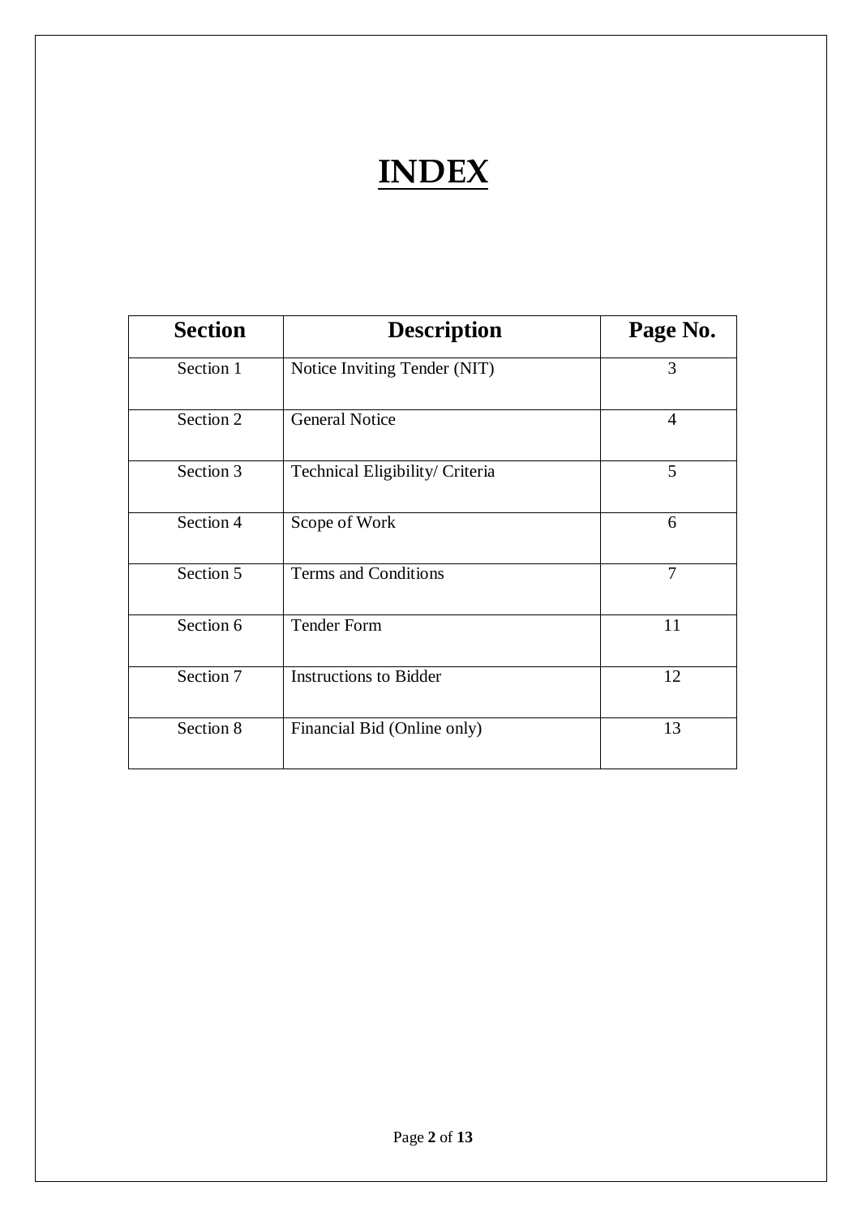# INDEX

| Section | Description | Page No. |
|---|---|---|
| Section 1 | Notice Inviting Tender (NIT) | 3 |
| Section 2 | General Notice | 4 |
| Section 3 | Technical Eligibility/ Criteria | 5 |
| Section 4 | Scope of Work | 6 |
| Section 5 | Terms and Conditions | 7 |
| Section 6 | Tender Form | 11 |
| Section 7 | Instructions to Bidder | 12 |
| Section 8 | Financial Bid (Online only) | 13 |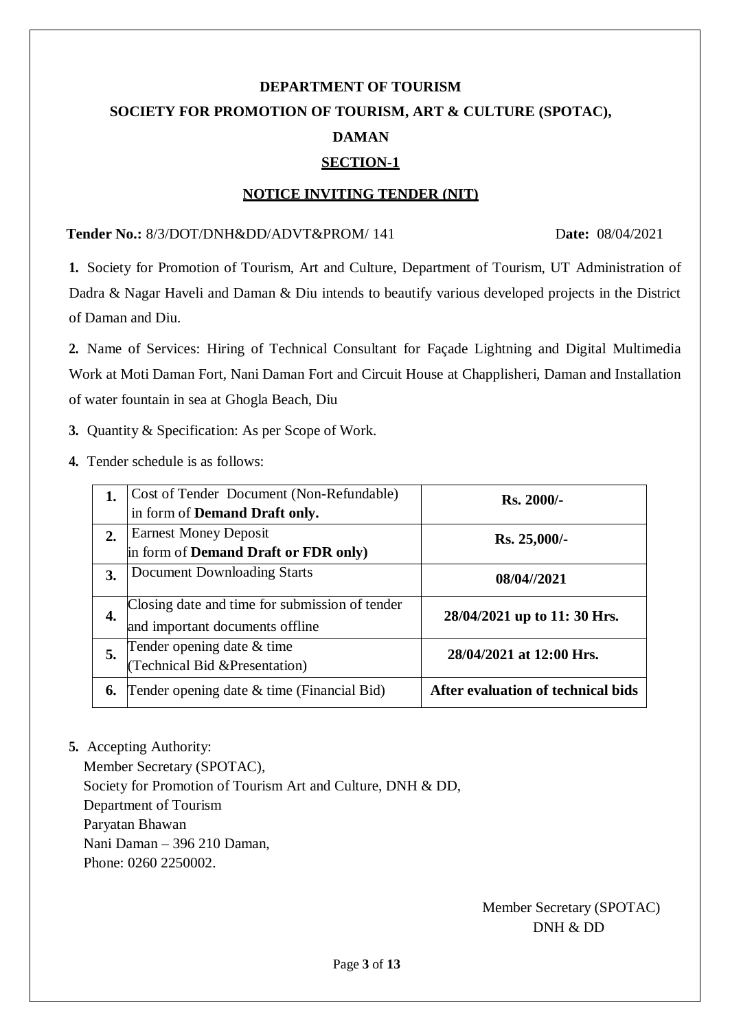# DEPARTMENT OF TOURISM

# SOCIETY FOR PROMOTION OF TOURISM, ART & CULTURE (SPOTAC), DAMAN

## SECTION-1

## NOTICE INVITING TENDER (NIT)

**Tender No.:** 8/3/DOT/DNH&DD/ADVT&PROM/ 141 **Date:** 08/04/2021

**1.** Society for Promotion of Tourism, Art and Culture, Department of Tourism, UT Administration of Dadra & Nagar Haveli and Daman & Diu intends to beautify various developed projects in the District of Daman and Diu.

**2.** Name of Services: Hiring of Technical Consultant for Façade Lightning and Digital Multimedia Work at Moti Daman Fort, Nani Daman Fort and Circuit House at Chapplisheri, Daman and Installation of water fountain in sea at Ghogla Beach, Diu

**3.** Quantity & Specification: As per Scope of Work.

**4.** Tender schedule is as follows:

| | | |
|---|---|---|
| **1.** | Cost of Tender Document (Non-Refundable) in form of **Demand Draft only.** | **Rs. 2000/-** |
| **2.** | Earnest Money Deposit in form of **Demand Draft or FDR only)** | **Rs. 25,000/-** |
| **3.** | Document Downloading Starts | **08/04//2021** |
| **4.** | Closing date and time for submission of tender and important documents offline | **28/04/2021 up to 11: 30 Hrs.** |
| **5.** | Tender opening date & time (Technical Bid &Presentation) | **28/04/2021 at 12:00 Hrs.** |
| **6.** | Tender opening date & time (Financial Bid) | **After evaluation of technical bids** |

**5.** Accepting Authority:
Member Secretary (SPOTAC),
Society for Promotion of Tourism Art and Culture, DNH & DD,
Department of Tourism
Paryatan Bhawan
Nani Daman – 396 210 Daman,
Phone: 0260 2250002.

Member Secretary (SPOTAC)
DNH & DD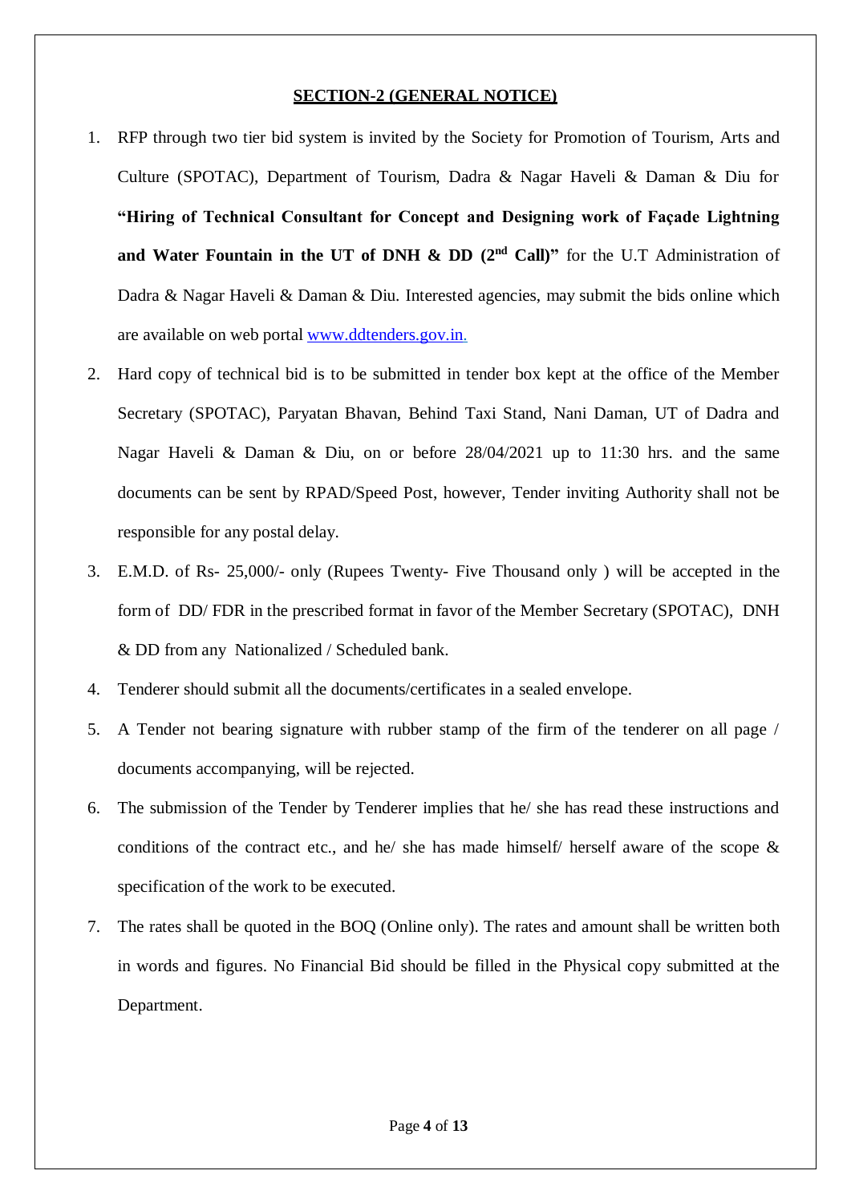## SECTION-2 (GENERAL NOTICE)

1. RFP through two tier bid system is invited by the Society for Promotion of Tourism, Arts and Culture (SPOTAC), Department of Tourism, Dadra & Nagar Haveli & Daman & Diu for **"Hiring of Technical Consultant for Concept and Designing work of Façade Lightning and Water Fountain in the UT of DNH & DD (2nd Call)"** for the U.T Administration of Dadra & Nagar Haveli & Daman & Diu. Interested agencies, may submit the bids online which are available on web portal www.ddtenders.gov.in.
2. Hard copy of technical bid is to be submitted in tender box kept at the office of the Member Secretary (SPOTAC), Paryatan Bhavan, Behind Taxi Stand, Nani Daman, UT of Dadra and Nagar Haveli & Daman & Diu, on or before 28/04/2021 up to 11:30 hrs. and the same documents can be sent by RPAD/Speed Post, however, Tender inviting Authority shall not be responsible for any postal delay.
3. E.M.D. of Rs- 25,000/- only (Rupees Twenty- Five Thousand only ) will be accepted in the form of DD/ FDR in the prescribed format in favor of the Member Secretary (SPOTAC), DNH & DD from any Nationalized / Scheduled bank.
4. Tenderer should submit all the documents/certificates in a sealed envelope.
5. A Tender not bearing signature with rubber stamp of the firm of the tenderer on all page / documents accompanying, will be rejected.
6. The submission of the Tender by Tenderer implies that he/ she has read these instructions and conditions of the contract etc., and he/ she has made himself/ herself aware of the scope & specification of the work to be executed.
7. The rates shall be quoted in the BOQ (Online only). The rates and amount shall be written both in words and figures. No Financial Bid should be filled in the Physical copy submitted at the Department.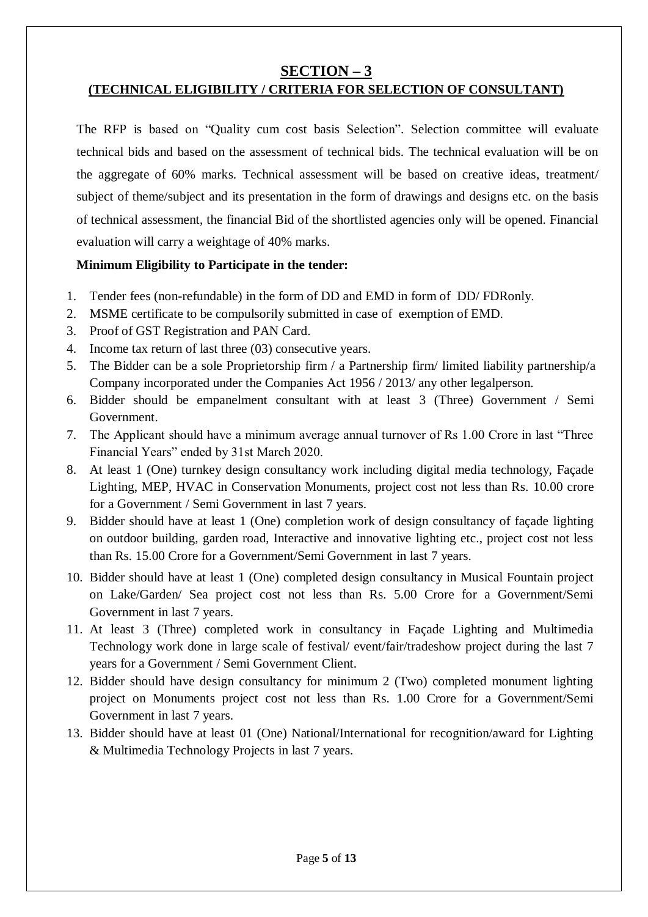# SECTION – 3

## (TECHNICAL ELIGIBILITY / CRITERIA FOR SELECTION OF CONSULTANT)

The RFP is based on "Quality cum cost basis Selection". Selection committee will evaluate technical bids and based on the assessment of technical bids. The technical evaluation will be on the aggregate of 60% marks. Technical assessment will be based on creative ideas, treatment/ subject of theme/subject and its presentation in the form of drawings and designs etc. on the basis of technical assessment, the financial Bid of the shortlisted agencies only will be opened. Financial evaluation will carry a weightage of 40% marks.

**Minimum Eligibility to Participate in the tender:**

1. Tender fees (non-refundable) in the form of DD and EMD in form of DD/ FDRonly.
2. MSME certificate to be compulsorily submitted in case of exemption of EMD.
3. Proof of GST Registration and PAN Card.
4. Income tax return of last three (03) consecutive years.
5. The Bidder can be a sole Proprietorship firm / a Partnership firm/ limited liability partnership/a Company incorporated under the Companies Act 1956 / 2013/ any other legalperson.
6. Bidder should be empanelment consultant with at least 3 (Three) Government / Semi Government.
7. The Applicant should have a minimum average annual turnover of Rs 1.00 Crore in last "Three Financial Years" ended by 31st March 2020.
8. At least 1 (One) turnkey design consultancy work including digital media technology, Façade Lighting, MEP, HVAC in Conservation Monuments, project cost not less than Rs. 10.00 crore for a Government / Semi Government in last 7 years.
9. Bidder should have at least 1 (One) completion work of design consultancy of façade lighting on outdoor building, garden road, Interactive and innovative lighting etc., project cost not less than Rs. 15.00 Crore for a Government/Semi Government in last 7 years.
10. Bidder should have at least 1 (One) completed design consultancy in Musical Fountain project on Lake/Garden/ Sea project cost not less than Rs. 5.00 Crore for a Government/Semi Government in last 7 years.
11. At least 3 (Three) completed work in consultancy in Façade Lighting and Multimedia Technology work done in large scale of festival/ event/fair/tradeshow project during the last 7 years for a Government / Semi Government Client.
12. Bidder should have design consultancy for minimum 2 (Two) completed monument lighting project on Monuments project cost not less than Rs. 1.00 Crore for a Government/Semi Government in last 7 years.
13. Bidder should have at least 01 (One) National/International for recognition/award for Lighting & Multimedia Technology Projects in last 7 years.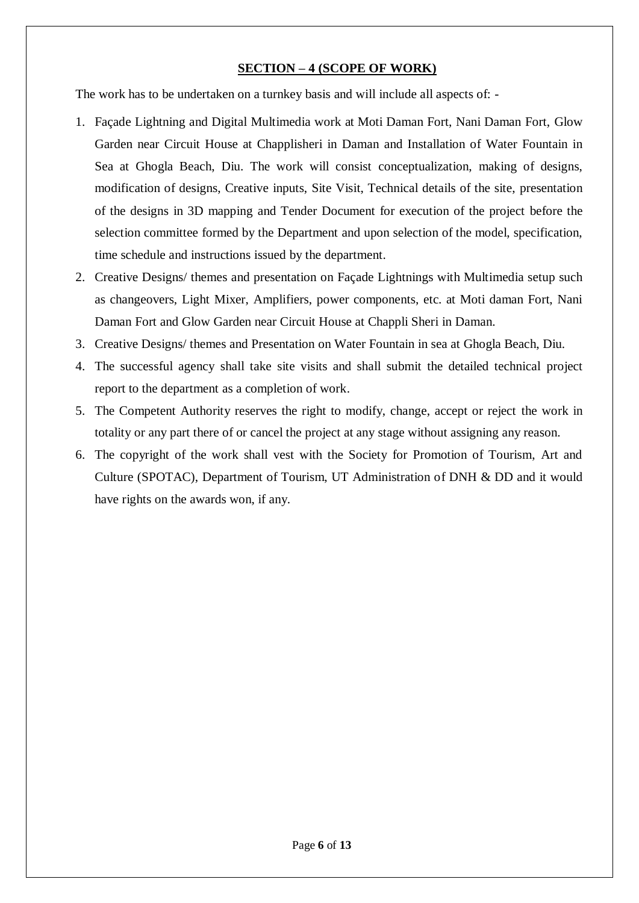## SECTION – 4 (SCOPE OF WORK)

The work has to be undertaken on a turnkey basis and will include all aspects of: -

1. Façade Lightning and Digital Multimedia work at Moti Daman Fort, Nani Daman Fort, Glow Garden near Circuit House at Chapplisheri in Daman and Installation of Water Fountain in Sea at Ghogla Beach, Diu. The work will consist conceptualization, making of designs, modification of designs, Creative inputs, Site Visit, Technical details of the site, presentation of the designs in 3D mapping and Tender Document for execution of the project before the selection committee formed by the Department and upon selection of the model, specification, time schedule and instructions issued by the department.
2. Creative Designs/ themes and presentation on Façade Lightnings with Multimedia setup such as changeovers, Light Mixer, Amplifiers, power components, etc. at Moti daman Fort, Nani Daman Fort and Glow Garden near Circuit House at Chappli Sheri in Daman.
3. Creative Designs/ themes and Presentation on Water Fountain in sea at Ghogla Beach, Diu.
4. The successful agency shall take site visits and shall submit the detailed technical project report to the department as a completion of work.
5. The Competent Authority reserves the right to modify, change, accept or reject the work in totality or any part there of or cancel the project at any stage without assigning any reason.
6. The copyright of the work shall vest with the Society for Promotion of Tourism, Art and Culture (SPOTAC), Department of Tourism, UT Administration of DNH & DD and it would have rights on the awards won, if any.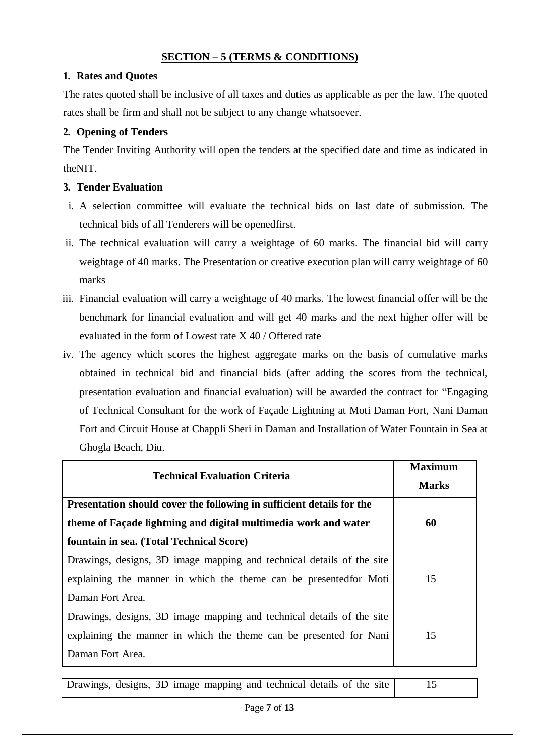## SECTION – 5 (TERMS & CONDITIONS)

**1. Rates and Quotes**

The rates quoted shall be inclusive of all taxes and duties as applicable as per the law. The quoted rates shall be firm and shall not be subject to any change whatsoever.

**2. Opening of Tenders**

The Tender Inviting Authority will open the tenders at the specified date and time as indicated in theNIT.

**3. Tender Evaluation**

i. A selection committee will evaluate the technical bids on last date of submission. The technical bids of all Tenderers will be openedfirst.

ii. The technical evaluation will carry a weightage of 60 marks. The financial bid will carry weightage of 40 marks. The Presentation or creative execution plan will carry weightage of 60 marks

iii. Financial evaluation will carry a weightage of 40 marks. The lowest financial offer will be the benchmark for financial evaluation and will get 40 marks and the next higher offer will be evaluated in the form of Lowest rate X 40 / Offered rate

iv. The agency which scores the highest aggregate marks on the basis of cumulative marks obtained in technical bid and financial bids (after adding the scores from the technical, presentation evaluation and financial evaluation) will be awarded the contract for "Engaging of Technical Consultant for the work of Façade Lightning at Moti Daman Fort, Nani Daman Fort and Circuit House at Chappli Sheri in Daman and Installation of Water Fountain in Sea at Ghogla Beach, Diu.

| Technical Evaluation Criteria | Maximum Marks |
|---|---|
| **Presentation should cover the following in sufficient details for the theme of Façade lightning and digital multimedia work and water fountain in sea. (Total Technical Score)** | **60** |
| Drawings, designs, 3D image mapping and technical details of the site explaining the manner in which the theme can be presentedfor Moti Daman Fort Area. | 15 |
| Drawings, designs, 3D image mapping and technical details of the site explaining the manner in which the theme can be presented for Nani Daman Fort Area. | 15 |
| Drawings, designs, 3D image mapping and technical details of the site | 15 |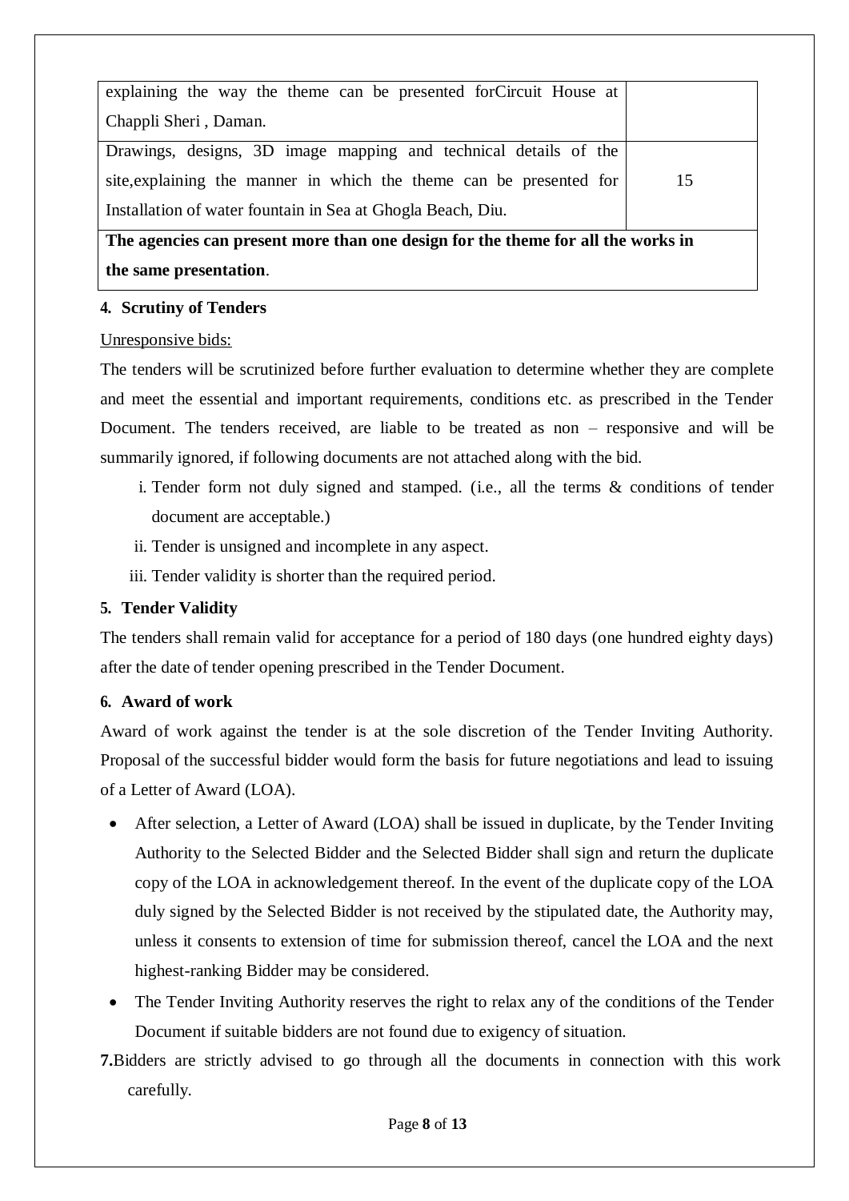| | |
|---|---|
| explaining the way the theme can be presented forCircuit House at Chappli Sheri , Daman. | |
| Drawings, designs, 3D image mapping and technical details of the site,explaining the manner in which the theme can be presented for Installation of water fountain in Sea at Ghogla Beach, Diu. | 15 |
| **The agencies can present more than one design for the theme for all the works in the same presentation**. | |

**4. Scrutiny of Tenders**

Unresponsive bids:

The tenders will be scrutinized before further evaluation to determine whether they are complete and meet the essential and important requirements, conditions etc. as prescribed in the Tender Document. The tenders received, are liable to be treated as non – responsive and will be summarily ignored, if following documents are not attached along with the bid.

i. Tender form not duly signed and stamped. (i.e., all the terms & conditions of tender document are acceptable.)

ii. Tender is unsigned and incomplete in any aspect.

iii. Tender validity is shorter than the required period.

**5. Tender Validity**

The tenders shall remain valid for acceptance for a period of 180 days (one hundred eighty days) after the date of tender opening prescribed in the Tender Document.

**6. Award of work**

Award of work against the tender is at the sole discretion of the Tender Inviting Authority. Proposal of the successful bidder would form the basis for future negotiations and lead to issuing of a Letter of Award (LOA).

- After selection, a Letter of Award (LOA) shall be issued in duplicate, by the Tender Inviting Authority to the Selected Bidder and the Selected Bidder shall sign and return the duplicate copy of the LOA in acknowledgement thereof. In the event of the duplicate copy of the LOA duly signed by the Selected Bidder is not received by the stipulated date, the Authority may, unless it consents to extension of time for submission thereof, cancel the LOA and the next highest-ranking Bidder may be considered.
- The Tender Inviting Authority reserves the right to relax any of the conditions of the Tender Document if suitable bidders are not found due to exigency of situation.

**7.**Bidders are strictly advised to go through all the documents in connection with this work carefully.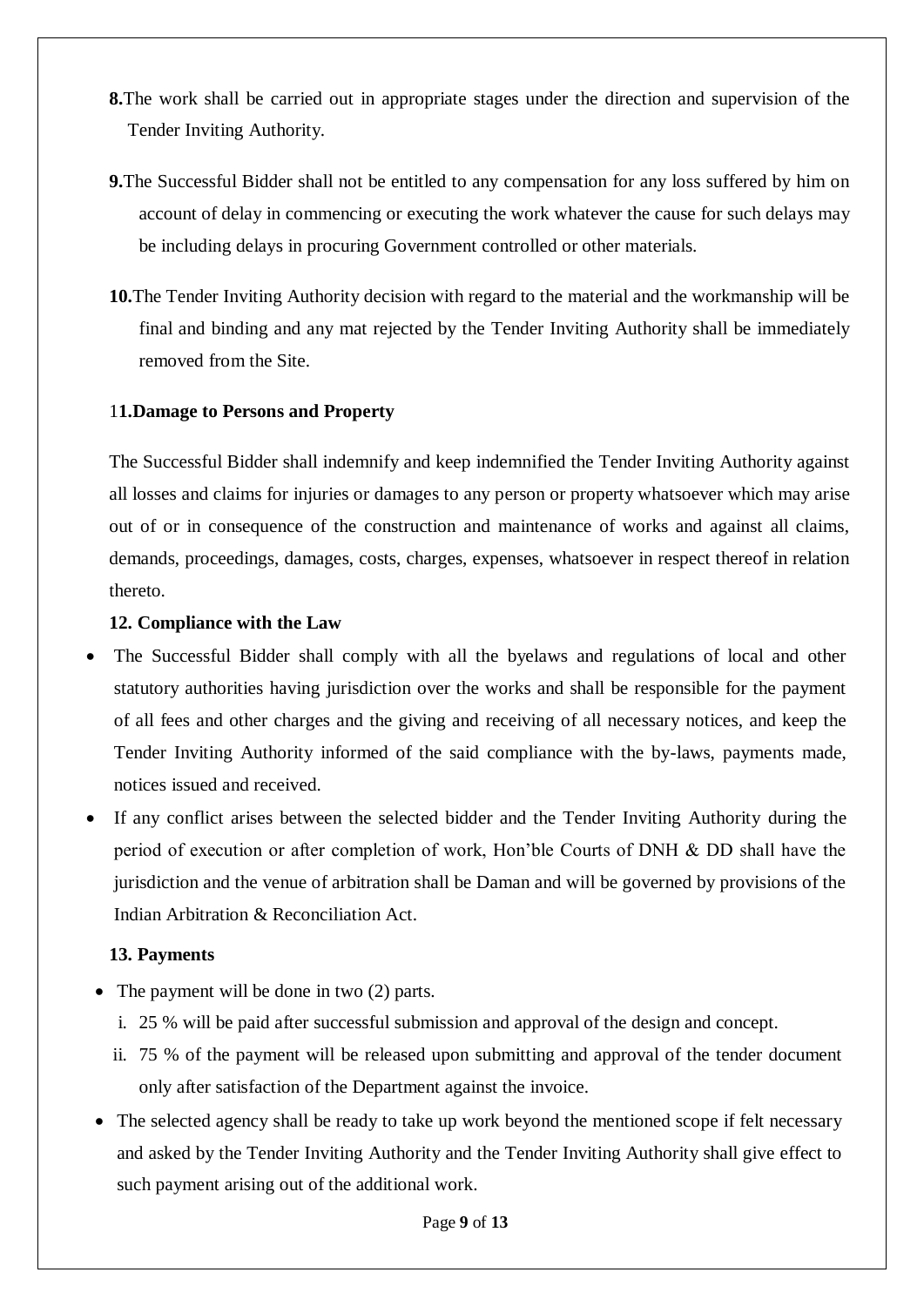**8.** The work shall be carried out in appropriate stages under the direction and supervision of the Tender Inviting Authority.

**9.** The Successful Bidder shall not be entitled to any compensation for any loss suffered by him on account of delay in commencing or executing the work whatever the cause for such delays may be including delays in procuring Government controlled or other materials.

**10.** The Tender Inviting Authority decision with regard to the material and the workmanship will be final and binding and any mat rejected by the Tender Inviting Authority shall be immediately removed from the Site.

**11. Damage to Persons and Property**

The Successful Bidder shall indemnify and keep indemnified the Tender Inviting Authority against all losses and claims for injuries or damages to any person or property whatsoever which may arise out of or in consequence of the construction and maintenance of works and against all claims, demands, proceedings, damages, costs, charges, expenses, whatsoever in respect thereof in relation thereto.

**12. Compliance with the Law**

- The Successful Bidder shall comply with all the byelaws and regulations of local and other statutory authorities having jurisdiction over the works and shall be responsible for the payment of all fees and other charges and the giving and receiving of all necessary notices, and keep the Tender Inviting Authority informed of the said compliance with the by-laws, payments made, notices issued and received.
- If any conflict arises between the selected bidder and the Tender Inviting Authority during the period of execution or after completion of work, Hon'ble Courts of DNH & DD shall have the jurisdiction and the venue of arbitration shall be Daman and will be governed by provisions of the Indian Arbitration & Reconciliation Act.

**13. Payments**

- The payment will be done in two (2) parts.
  1. 25 % will be paid after successful submission and approval of the design and concept.
  2. 75 % of the payment will be released upon submitting and approval of the tender document only after satisfaction of the Department against the invoice.
- The selected agency shall be ready to take up work beyond the mentioned scope if felt necessary and asked by the Tender Inviting Authority and the Tender Inviting Authority shall give effect to such payment arising out of the additional work.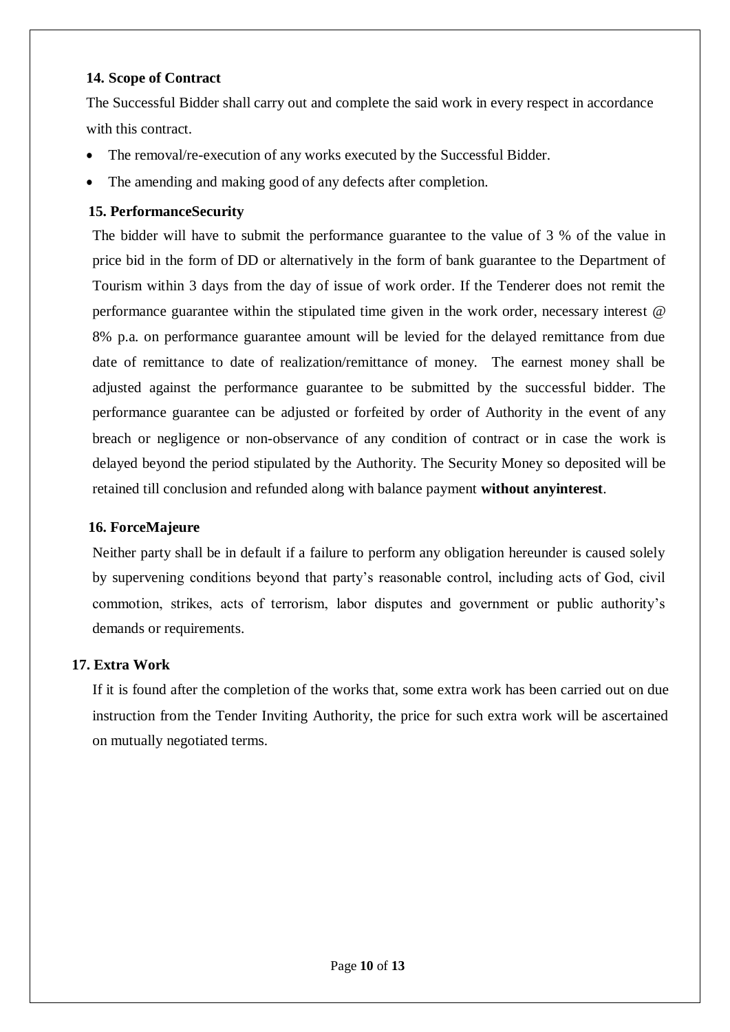**14. Scope of Contract**

The Successful Bidder shall carry out and complete the said work in every respect in accordance with this contract.

- The removal/re-execution of any works executed by the Successful Bidder.
- The amending and making good of any defects after completion.

**15. PerformanceSecurity**

The bidder will have to submit the performance guarantee to the value of 3 % of the value in price bid in the form of DD or alternatively in the form of bank guarantee to the Department of Tourism within 3 days from the day of issue of work order. If the Tenderer does not remit the performance guarantee within the stipulated time given in the work order, necessary interest @ 8% p.a. on performance guarantee amount will be levied for the delayed remittance from due date of remittance to date of realization/remittance of money. The earnest money shall be adjusted against the performance guarantee to be submitted by the successful bidder. The performance guarantee can be adjusted or forfeited by order of Authority in the event of any breach or negligence or non-observance of any condition of contract or in case the work is delayed beyond the period stipulated by the Authority. The Security Money so deposited will be retained till conclusion and refunded along with balance payment **without anyinterest**.

**16. ForceMajeure**

Neither party shall be in default if a failure to perform any obligation hereunder is caused solely by supervening conditions beyond that party's reasonable control, including acts of God, civil commotion, strikes, acts of terrorism, labor disputes and government or public authority's demands or requirements.

**17. Extra Work**

If it is found after the completion of the works that, some extra work has been carried out on due instruction from the Tender Inviting Authority, the price for such extra work will be ascertained on mutually negotiated terms.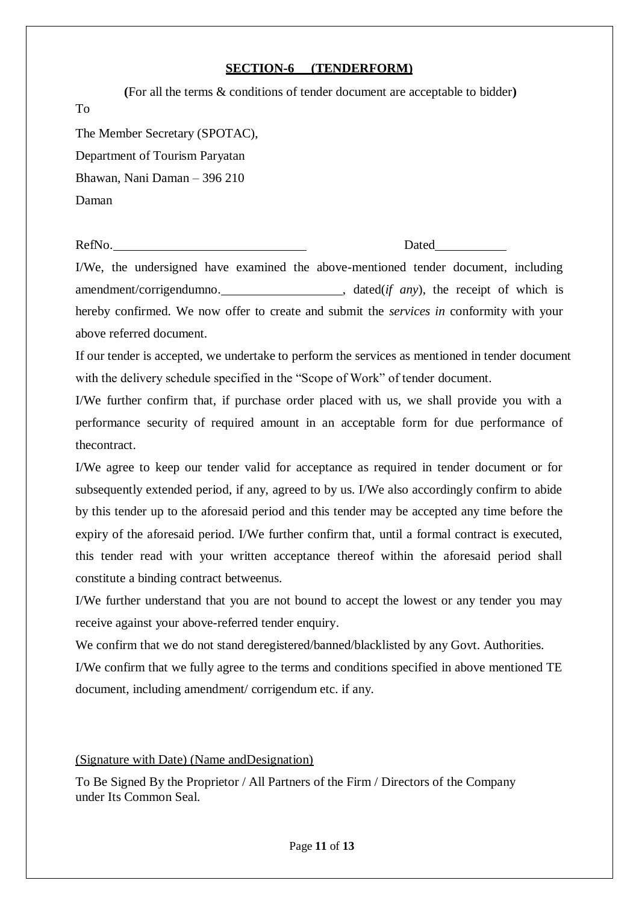**SECTION-6 (TENDERFORM)**

**(**For all the terms & conditions of tender document are acceptable to bidder**)**

To

The Member Secretary (SPOTAC),

Department of Tourism Paryatan

Bhawan, Nani Daman – 396 210

Daman

RefNo.______________________________ Dated___________

I/We, the undersigned have examined the above-mentioned tender document, including amendment/corrigendumno.___________________, dated(*if any*), the receipt of which is hereby confirmed. We now offer to create and submit the *services in* conformity with your above referred document.

If our tender is accepted, we undertake to perform the services as mentioned in tender document with the delivery schedule specified in the "Scope of Work" of tender document.

I/We further confirm that, if purchase order placed with us, we shall provide you with a performance security of required amount in an acceptable form for due performance of thecontract.

I/We agree to keep our tender valid for acceptance as required in tender document or for subsequently extended period, if any, agreed to by us. I/We also accordingly confirm to abide by this tender up to the aforesaid period and this tender may be accepted any time before the expiry of the aforesaid period. I/We further confirm that, until a formal contract is executed, this tender read with your written acceptance thereof within the aforesaid period shall constitute a binding contract betweenus.

I/We further understand that you are not bound to accept the lowest or any tender you may receive against your above-referred tender enquiry.

We confirm that we do not stand deregistered/banned/blacklisted by any Govt. Authorities.

I/We confirm that we fully agree to the terms and conditions specified in above mentioned TE document, including amendment/ corrigendum etc. if any.

(Signature with Date) (Name andDesignation)

To Be Signed By the Proprietor / All Partners of the Firm / Directors of the Company under Its Common Seal.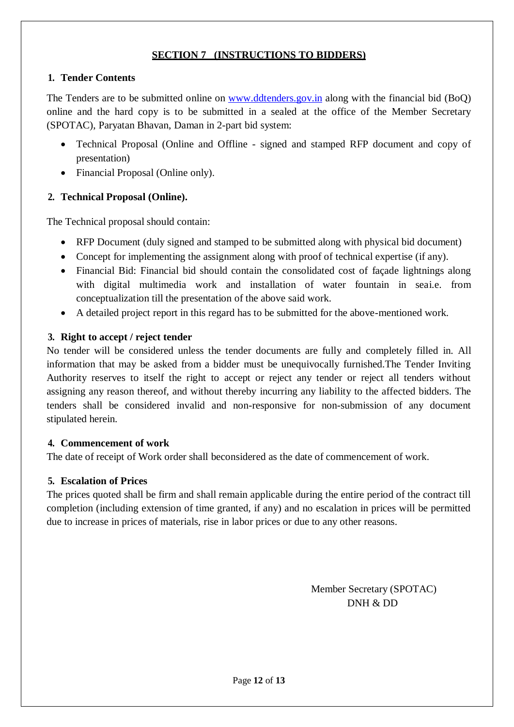## SECTION 7 (INSTRUCTIONS TO BIDDERS)

### 1. Tender Contents

The Tenders are to be submitted online on www.ddtenders.gov.in along with the financial bid (BoQ) online and the hard copy is to be submitted in a sealed at the office of the Member Secretary (SPOTAC), Paryatan Bhavan, Daman in 2-part bid system:

- Technical Proposal (Online and Offline - signed and stamped RFP document and copy of presentation)
- Financial Proposal (Online only).

### 2. Technical Proposal (Online).

The Technical proposal should contain:

- RFP Document (duly signed and stamped to be submitted along with physical bid document)
- Concept for implementing the assignment along with proof of technical expertise (if any).
- Financial Bid: Financial bid should contain the consolidated cost of façade lightnings along with digital multimedia work and installation of water fountain in seai.e. from conceptualization till the presentation of the above said work.
- A detailed project report in this regard has to be submitted for the above-mentioned work.

### 3. Right to accept / reject tender

No tender will be considered unless the tender documents are fully and completely filled in. All information that may be asked from a bidder must be unequivocally furnished.The Tender Inviting Authority reserves to itself the right to accept or reject any tender or reject all tenders without assigning any reason thereof, and without thereby incurring any liability to the affected bidders. The tenders shall be considered invalid and non-responsive for non-submission of any document stipulated herein.

### 4. Commencement of work

The date of receipt of Work order shall beconsidered as the date of commencement of work.

### 5. Escalation of Prices

The prices quoted shall be firm and shall remain applicable during the entire period of the contract till completion (including extension of time granted, if any) and no escalation in prices will be permitted due to increase in prices of materials, rise in labor prices or due to any other reasons.

Member Secretary (SPOTAC)
DNH & DD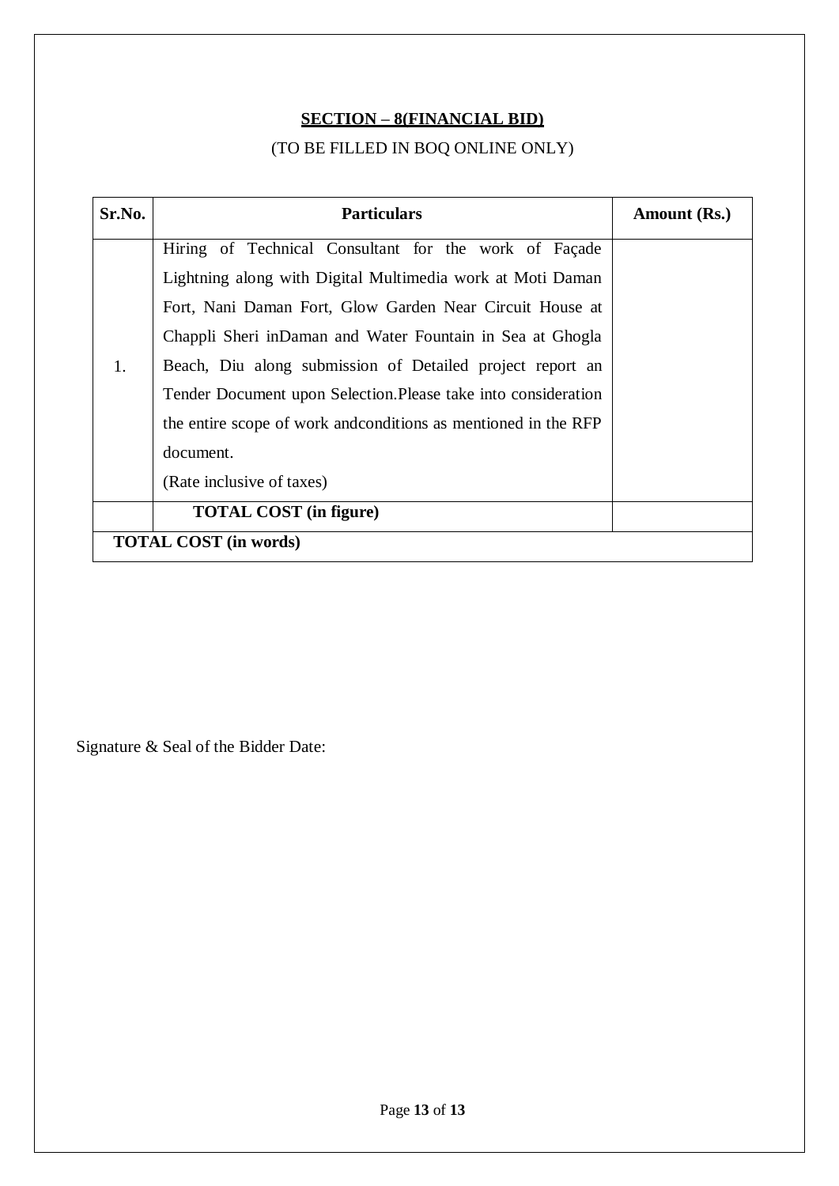## SECTION – 8(FINANCIAL BID)

(TO BE FILLED IN BOQ ONLINE ONLY)

| Sr.No. | Particulars | Amount (Rs.) |
|---|---|---|
| 1. | Hiring of Technical Consultant for the work of Façade Lightning along with Digital Multimedia work at Moti Daman Fort, Nani Daman Fort, Glow Garden Near Circuit House at Chappli Sheri inDaman and Water Fountain in Sea at Ghogla Beach, Diu along submission of Detailed project report an Tender Document upon Selection.Please take into consideration the entire scope of work andconditions as mentioned in the RFP document.<br>(Rate inclusive of taxes) | |
| | **TOTAL COST (in figure)** | |
| **TOTAL COST (in words)** | | |

Signature & Seal of the Bidder Date: